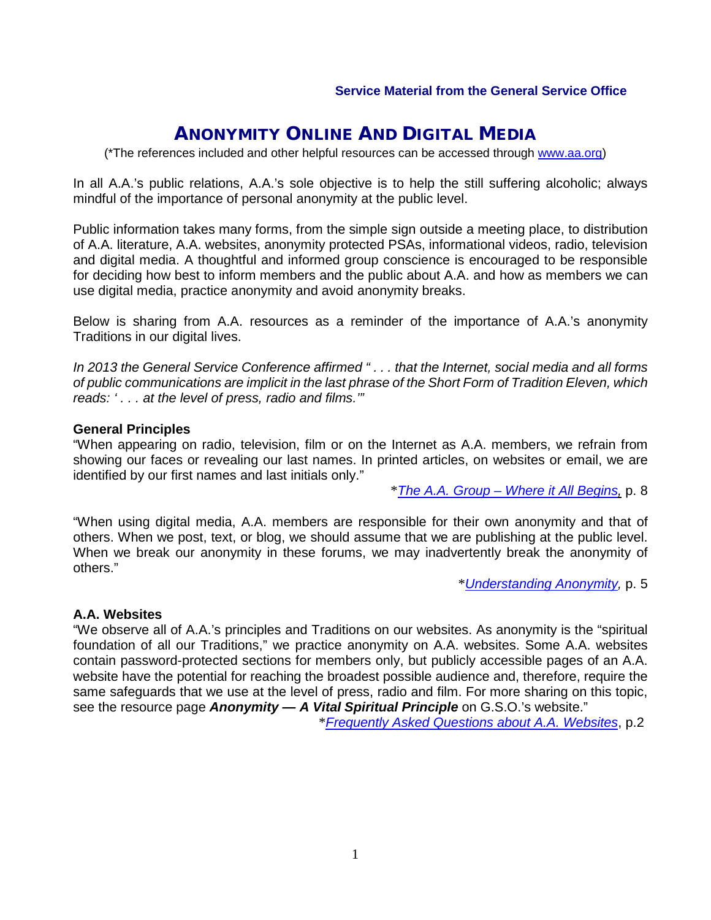**Service Material from the General Service Office**

# Anonymity Online And Digital Media

(*The references included and other helpful resources can be accessed through [www.aa.org](www.aa.org))

In all A.A.'s public relations, A.A.'s sole objective is to help the still suffering alcoholic; always mindful of the importance of personal anonymity at the public level.

Public information takes many forms, from the simple sign outside a meeting place, to distribution of A.A. literature, A.A. websites, anonymity protected PSAs, informational videos, radio, television and digital media. A thoughtful and informed group conscience is encouraged to be responsible for deciding how best to inform members and the public about A.A. and how as members we can use digital media, practice anonymity and avoid anonymity breaks.

Below is sharing from A.A. resources as a reminder of the importance of A.A.'s anonymity Traditions in our digital lives.

*In 2013 the General Service Conference affirmed " . . . that the Internet, social media and all forms of public communications are implicit in the last phrase of the Short Form of Tradition Eleven, which reads: ' . . . at the level of press, radio and films.'"*

**General Principles**

"When appearing on radio, television, film or on the Internet as A.A. members, we refrain from showing our faces or revealing our last names. In printed articles, on websites or email, we are identified by our first names and last initials only."

*[The A.A. Group – Where it All Begins](), p. 8

"When using digital media, A.A. members are responsible for their own anonymity and that of others. When we post, text, or blog, we should assume that we are publishing at the public level. When we break our anonymity in these forums, we may inadvertently break the anonymity of others."

*[Understanding Anonymity](), p. 5

**A.A. Websites**

"We observe all of A.A.'s principles and Traditions on our websites. As anonymity is the "spiritual foundation of all our Traditions," we practice anonymity on A.A. websites. Some A.A. websites contain password-protected sections for members only, but publicly accessible pages of an A.A. website have the potential for reaching the broadest possible audience and, therefore, require the same safeguards that we use at the level of press, radio and film. For more sharing on this topic, see the resource page ***Anonymity — A Vital Spiritual Principle*** on G.S.O.'s website."

*[Frequently Asked Questions about A.A. Websites](), p.2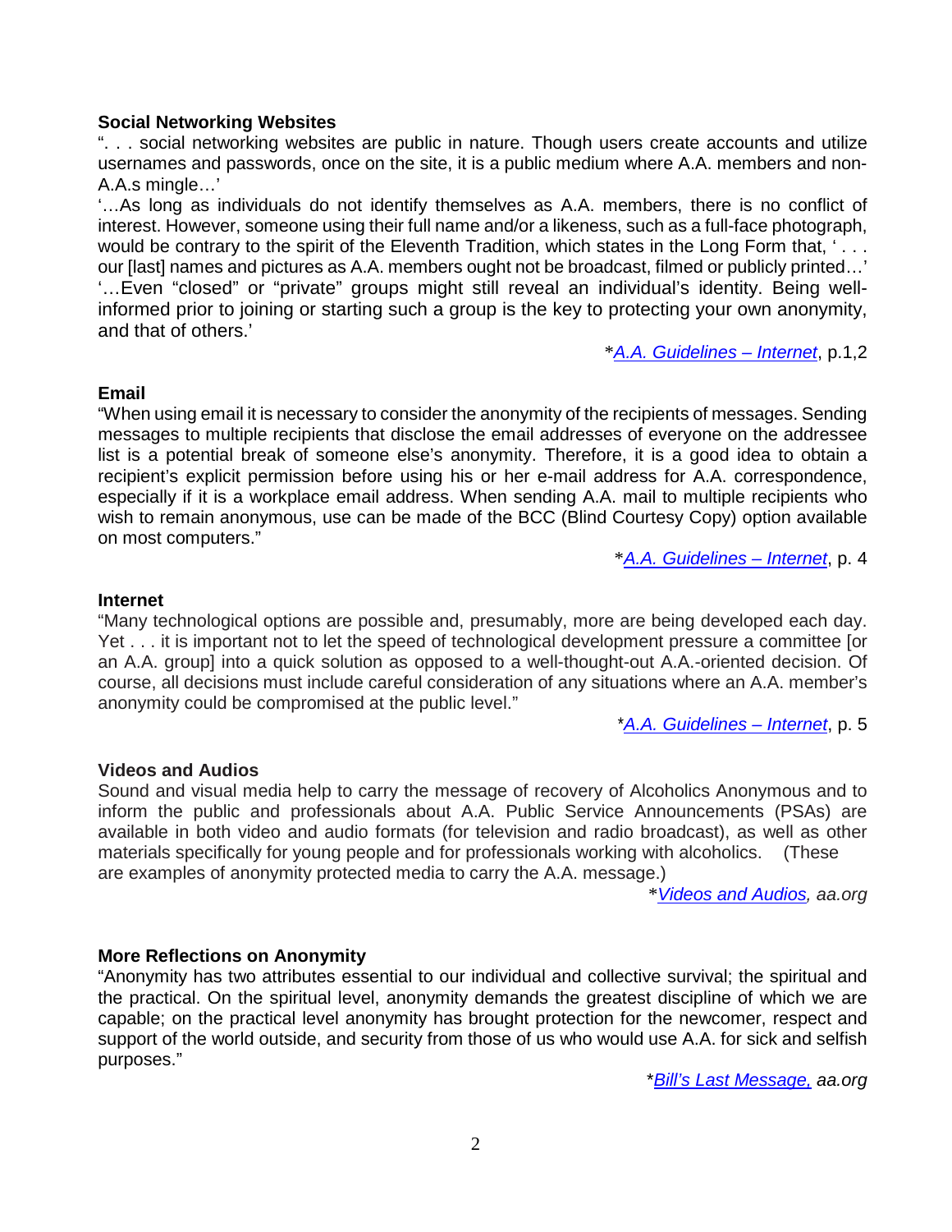**Social Networking Websites**

". . . social networking websites are public in nature. Though users create accounts and utilize usernames and passwords, once on the site, it is a public medium where A.A. members and non-A.A.s mingle…'

'…As long as individuals do not identify themselves as A.A. members, there is no conflict of interest. However, someone using their full name and/or a likeness, such as a full-face photograph, would be contrary to the spirit of the Eleventh Tradition, which states in the Long Form that, ' . . . our [last] names and pictures as A.A. members ought not be broadcast, filmed or publicly printed…'

'…Even "closed" or "private" groups might still reveal an individual's identity. Being well-informed prior to joining or starting such a group is the key to protecting your own anonymity, and that of others.'

*[A.A. Guidelines – Internet](), p.1,2

**Email**

"When using email it is necessary to consider the anonymity of the recipients of messages. Sending messages to multiple recipients that disclose the email addresses of everyone on the addressee list is a potential break of someone else's anonymity. Therefore, it is a good idea to obtain a recipient's explicit permission before using his or her e-mail address for A.A. correspondence, especially if it is a workplace email address. When sending A.A. mail to multiple recipients who wish to remain anonymous, use can be made of the BCC (Blind Courtesy Copy) option available on most computers."

*A.A. Guidelines – Internet, p. 4

**Internet**

"Many technological options are possible and, presumably, more are being developed each day. Yet . . . it is important not to let the speed of technological development pressure a committee [or an A.A. group] into a quick solution as opposed to a well-thought-out A.A.-oriented decision. Of course, all decisions must include careful consideration of any situations where an A.A. member's anonymity could be compromised at the public level."

*A.A. Guidelines – Internet, p. 5

**Videos and Audios**

Sound and visual media help to carry the message of recovery of Alcoholics Anonymous and to inform the public and professionals about A.A. Public Service Announcements (PSAs) are available in both video and audio formats (for television and radio broadcast), as well as other materials specifically for young people and for professionals working with alcoholics. (These are examples of anonymity protected media to carry the A.A. message.)

*Videos and Audios, *aa.org*

**More Reflections on Anonymity**

"Anonymity has two attributes essential to our individual and collective survival; the spiritual and the practical. On the spiritual level, anonymity demands the greatest discipline of which we are capable; on the practical level anonymity has brought protection for the newcomer, respect and support of the world outside, and security from those of us who would use A.A. for sick and selfish purposes."

*Bill's Last Message, *aa.org*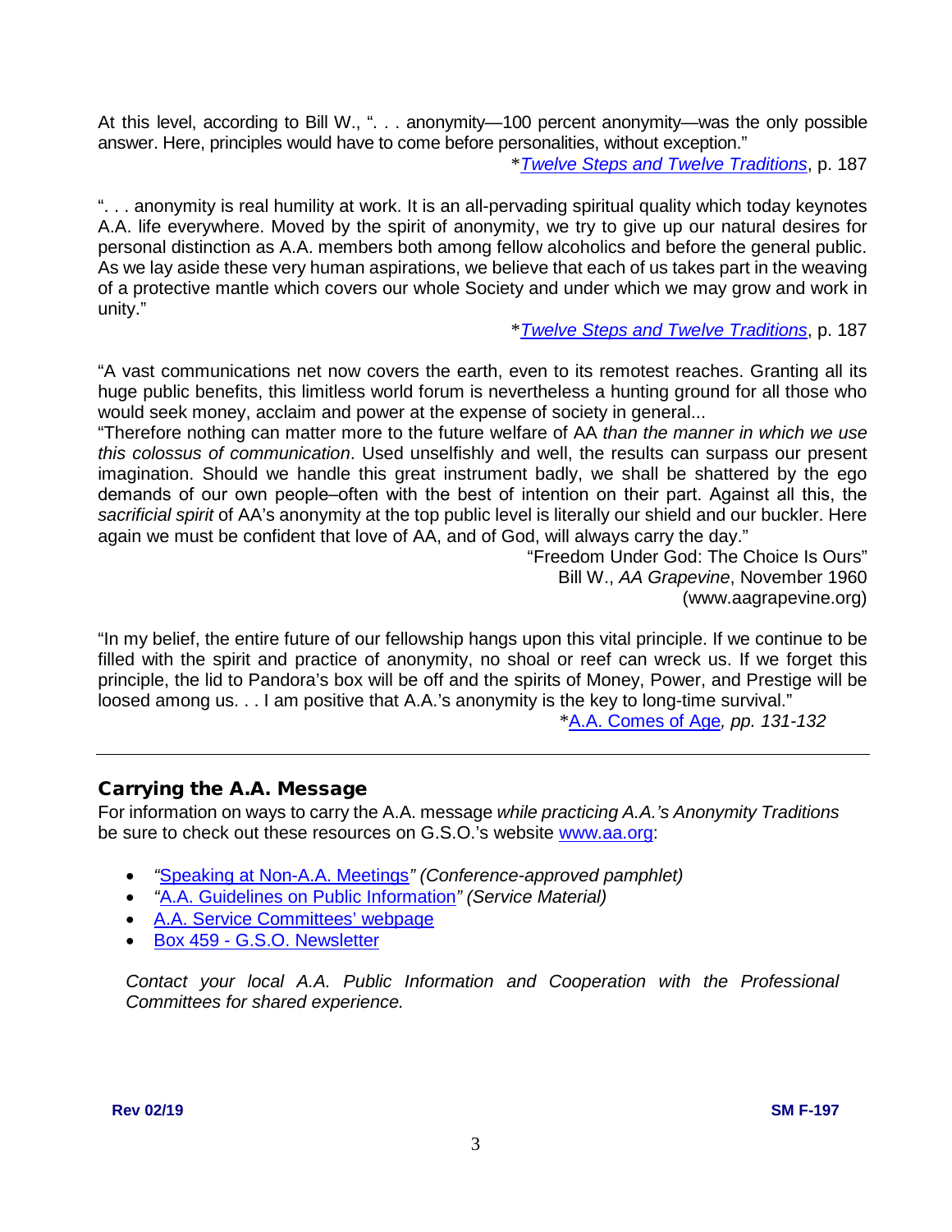At this level, according to Bill W., ". . . anonymity—100 percent anonymity—was the only possible answer. Here, principles would have to come before personalities, without exception."

*[*Twelve Steps and Twelve Traditions*], p. 187

". . . anonymity is real humility at work. It is an all-pervading spiritual quality which today keynotes A.A. life everywhere. Moved by the spirit of anonymity, we try to give up our natural desires for personal distinction as A.A. members both among fellow alcoholics and before the general public. As we lay aside these very human aspirations, we believe that each of us takes part in the weaving of a protective mantle which covers our whole Society and under which we may grow and work in unity."

*[*Twelve Steps and Twelve Traditions*], p. 187

"A vast communications net now covers the earth, even to its remotest reaches. Granting all its huge public benefits, this limitless world forum is nevertheless a hunting ground for all those who would seek money, acclaim and power at the expense of society in general...

"Therefore nothing can matter more to the future welfare of AA *than the manner in which we use this colossus of communication*. Used unselfishly and well, the results can surpass our present imagination. Should we handle this great instrument badly, we shall be shattered by the ego demands of our own people–often with the best of intention on their part. Against all this, the *sacrificial spirit* of AA's anonymity at the top public level is literally our shield and our buckler. Here again we must be confident that love of AA, and of God, will always carry the day."

"Freedom Under God: The Choice Is Ours"
Bill W., *AA Grapevine*, November 1960
(www.aagrapevine.org)

"In my belief, the entire future of our fellowship hangs upon this vital principle. If we continue to be filled with the spirit and practice of anonymity, no shoal or reef can wreck us. If we forget this principle, the lid to Pandora's box will be off and the spirits of Money, Power, and Prestige will be loosed among us. . . I am positive that A.A.'s anonymity is the key to long-time survival."

*A.A. Comes of Age*, pp. 131-132*

---

## Carrying the A.A. Message

For information on ways to carry the A.A. message *while practicing A.A.'s Anonymity Traditions* be sure to check out these resources on G.S.O.'s website www.aa.org:

- *"Speaking at Non-A.A. Meetings" (Conference-approved pamphlet)*
- *"A.A. Guidelines on Public Information" (Service Material)*
- A.A. Service Committees' webpage
- Box 459 - G.S.O. Newsletter

*Contact your local A.A. Public Information and Cooperation with the Professional Committees for shared experience.*

**Rev 02/19** **SM F-197**